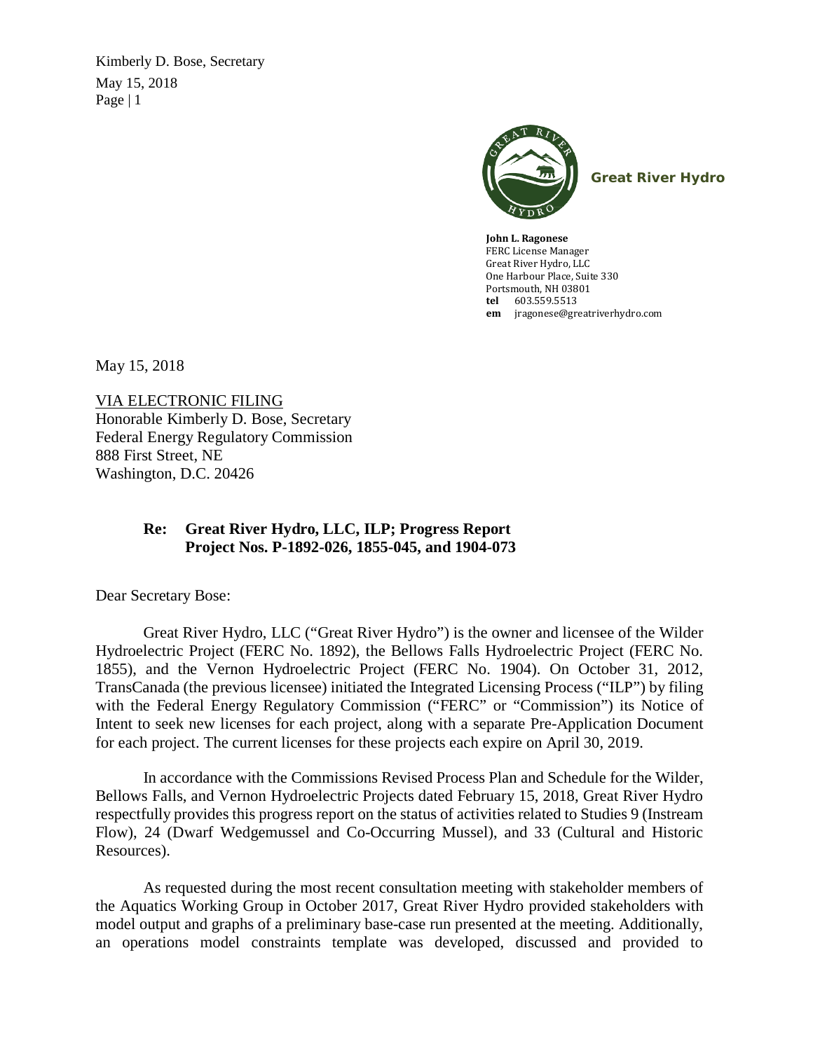Great River Hydro

**John L. Ragonese**
FERC License Manager
Great River Hydro, LLC
One Harbour Place, Suite 330
Portsmouth, NH 03801
**tel** 603.559.5513
**em** jragonese@greatriverhydro.com

May 15, 2018

VIA ELECTRONIC FILING
Honorable Kimberly D. Bose, Secretary
Federal Energy Regulatory Commission
888 First Street, NE
Washington, D.C. 20426

**Re: Great River Hydro, LLC, ILP; Progress Report**
**Project Nos. P-1892-026, 1855-045, and 1904-073**

Dear Secretary Bose:

Great River Hydro, LLC ("Great River Hydro") is the owner and licensee of the Wilder Hydroelectric Project (FERC No. 1892), the Bellows Falls Hydroelectric Project (FERC No. 1855), and the Vernon Hydroelectric Project (FERC No. 1904). On October 31, 2012, TransCanada (the previous licensee) initiated the Integrated Licensing Process ("ILP") by filing with the Federal Energy Regulatory Commission ("FERC" or "Commission") its Notice of Intent to seek new licenses for each project, along with a separate Pre-Application Document for each project. The current licenses for these projects each expire on April 30, 2019.

In accordance with the Commissions Revised Process Plan and Schedule for the Wilder, Bellows Falls, and Vernon Hydroelectric Projects dated February 15, 2018, Great River Hydro respectfully provides this progress report on the status of activities related to Studies 9 (Instream Flow), 24 (Dwarf Wedgemussel and Co-Occurring Mussel), and 33 (Cultural and Historic Resources).

As requested during the most recent consultation meeting with stakeholder members of the Aquatics Working Group in October 2017, Great River Hydro provided stakeholders with model output and graphs of a preliminary base-case run presented at the meeting. Additionally, an operations model constraints template was developed, discussed and provided to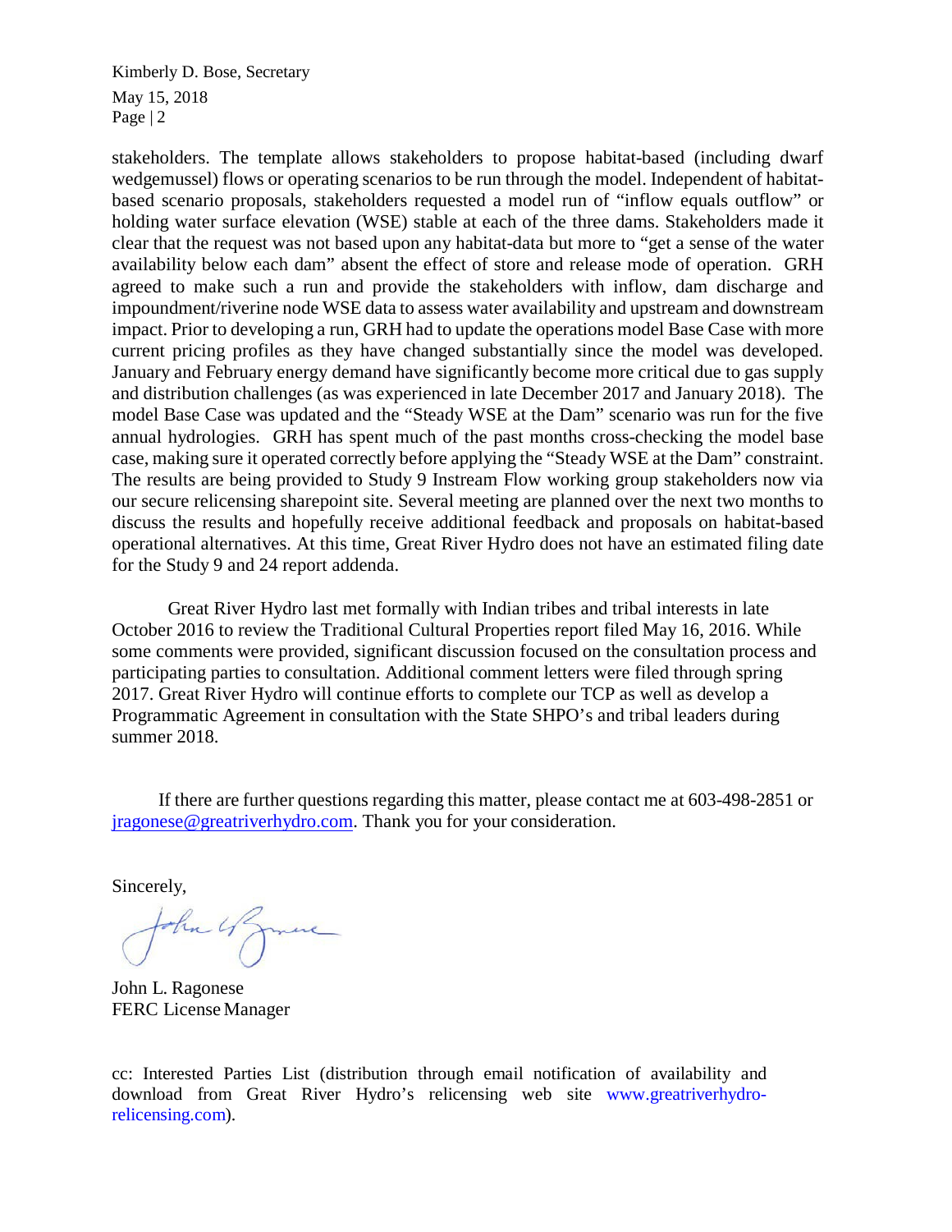stakeholders. The template allows stakeholders to propose habitat-based (including dwarf wedgemussel) flows or operating scenarios to be run through the model. Independent of habitat-based scenario proposals, stakeholders requested a model run of "inflow equals outflow" or holding water surface elevation (WSE) stable at each of the three dams. Stakeholders made it clear that the request was not based upon any habitat-data but more to "get a sense of the water availability below each dam" absent the effect of store and release mode of operation. GRH agreed to make such a run and provide the stakeholders with inflow, dam discharge and impoundment/riverine node WSE data to assess water availability and upstream and downstream impact. Prior to developing a run, GRH had to update the operations model Base Case with more current pricing profiles as they have changed substantially since the model was developed. January and February energy demand have significantly become more critical due to gas supply and distribution challenges (as was experienced in late December 2017 and January 2018). The model Base Case was updated and the "Steady WSE at the Dam" scenario was run for the five annual hydrologies. GRH has spent much of the past months cross-checking the model base case, making sure it operated correctly before applying the "Steady WSE at the Dam" constraint. The results are being provided to Study 9 Instream Flow working group stakeholders now via our secure relicensing sharepoint site. Several meeting are planned over the next two months to discuss the results and hopefully receive additional feedback and proposals on habitat-based operational alternatives. At this time, Great River Hydro does not have an estimated filing date for the Study 9 and 24 report addenda.

Great River Hydro last met formally with Indian tribes and tribal interests in late October 2016 to review the Traditional Cultural Properties report filed May 16, 2016. While some comments were provided, significant discussion focused on the consultation process and participating parties to consultation. Additional comment letters were filed through spring 2017. Great River Hydro will continue efforts to complete our TCP as well as develop a Programmatic Agreement in consultation with the State SHPO's and tribal leaders during summer 2018.

If there are further questions regarding this matter, please contact me at 603-498-2851 or jragonese@greatriverhydro.com. Thank you for your consideration.

Sincerely,

John L. Ragonese
FERC License Manager

cc: Interested Parties List (distribution through email notification of availability and download from Great River Hydro's relicensing web site www.greatriverhydro-relicensing.com).